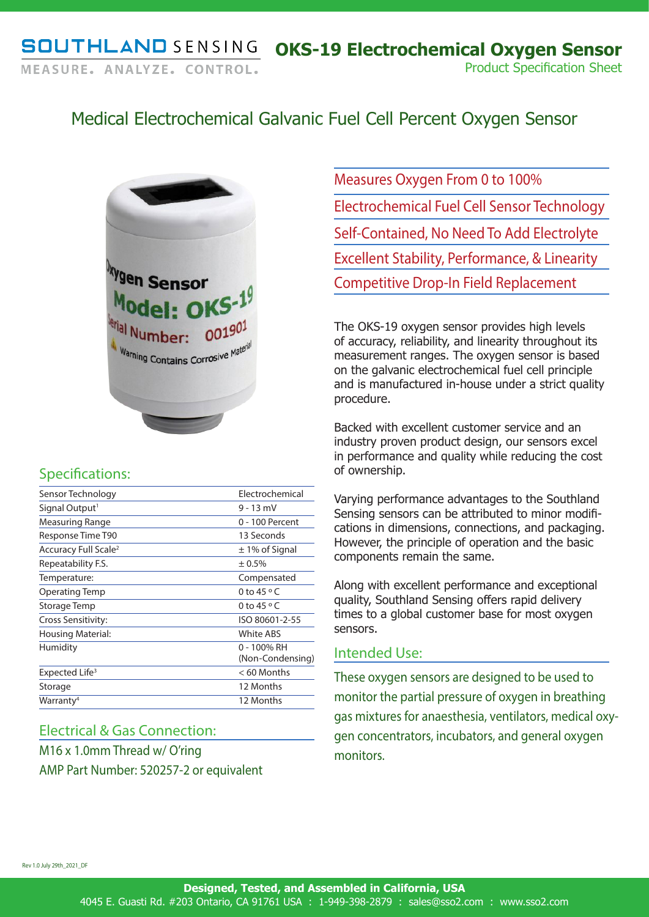# SOUTHLAND SENSING

MEASURE. ANALYZE. CONTROL.

# OKS-19 Electrochemical Oxygen Sensor

Product Specification Sheet

## Medical Electrochemical Galvanic Fuel Cell Percent Oxygen Sensor

- Measures Oxygen From 0 to 100%
- Electrochemical Fuel Cell Sensor Technology
- Self-Contained, No Need To Add Electrolyte
- Excellent Stability, Performance, & Linearity
- Competitive Drop-In Field Replacement

The OKS-19 oxygen sensor provides high levels of accuracy, reliability, and linearity throughout its measurement ranges. The oxygen sensor is based on the galvanic electrochemical fuel cell principle and is manufactured in-house under a strict quality procedure.

Backed with excellent customer service and an industry proven product design, our sensors excel in performance and quality while reducing the cost of ownership.

Varying performance advantages to the Southland Sensing sensors can be attributed to minor modifications in dimensions, connections, and packaging. However, the principle of operation and the basic components remain the same.

Along with excellent performance and exceptional quality, Southland Sensing offers rapid delivery times to a global customer base for most oxygen sensors.

## Specifications:

| Specification | Value |
| --- | --- |
| Sensor Technology | Electrochemical |
| Signal Output[1] | 9 - 13 mV |
| Measuring Range | 0 - 100 Percent |
| Response Time T90 | 13 Seconds |
| Accuracy Full Scale[2] | ± 1% of Signal |
| Repeatability F.S. | ± 0.5% |
| Temperature: | Compensated |
| Operating Temp | 0 to 45 °C |
| Storage Temp | 0 to 45 °C |
| Cross Sensitivity: | ISO 80601-2-55 |
| Housing Material: | White ABS |
| Humidity | 0 - 100% RH (Non-Condensing) |
| Expected Life[3] | < 60 Months |
| Storage | 12 Months |
| Warranty[4] | 12 Months |

## Electrical & Gas Connection:

M16 x 1.0mm Thread w/ O'ring

AMP Part Number: 520257-2 or equivalent

## Intended Use:

These oxygen sensors are designed to be used to monitor the partial pressure of oxygen in breathing gas mixtures for anaesthesia, ventilators, medical oxygen concentrators, incubators, and general oxygen monitors.

Rev 1.0 July 29th_2021_DF

**Designed, Tested, and Assembled in California, USA**

4045 E. Guasti Rd. #203 Ontario, CA 91761 USA : 1-949-398-2879 : sales@sso2.com : www.sso2.com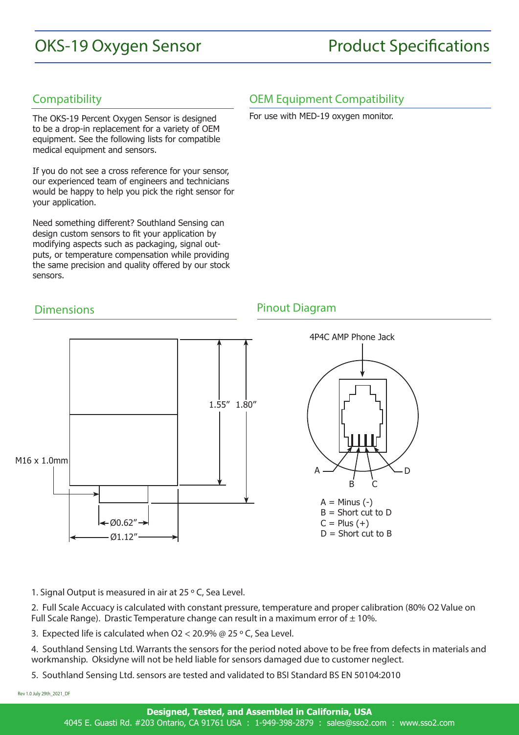# OKS-19 Oxygen Sensor

# Product Specifications

## Compatibility

The OKS-19 Percent Oxygen Sensor is designed to be a drop-in replacement for a variety of OEM equipment. See the following lists for compatible medical equipment and sensors.

If you do not see a cross reference for your sensor, our experienced team of engineers and technicians would be happy to help you pick the right sensor for your application.

Need something different? Southland Sensing can design custom sensors to fit your application by modifying aspects such as packaging, signal outputs, or temperature compensation while providing the same precision and quality offered by our stock sensors.

## OEM Equipment Compatibility

For use with MED-19 oxygen monitor.

## Dimensions

1.55″
1.80″
M16 x 1.0mm
Ø0.62″
Ø1.12″

## Pinout Diagram

4P4C AMP Phone Jack

A = Minus (-)
B = Short cut to D
C = Plus (+)
D = Short cut to B

1. Signal Output is measured in air at 25 º C, Sea Level.

2. Full Scale Accuacy is calculated with constant pressure, temperature and proper calibration (80% O2 Value on Full Scale Range). Drastic Temperature change can result in a maximum error of ± 10%.

3. Expected life is calculated when O2 < 20.9% @ 25 º C, Sea Level.

4. Southland Sensing Ltd. Warrants the sensors for the period noted above to be free from defects in materials and workmanship. Oksidyne will not be held liable for sensors damaged due to customer neglect.

5. Southland Sensing Ltd. sensors are tested and validated to BSI Standard BS EN 50104:2010

Rev 1.0 July 29th_2021_DF

**Designed, Tested, and Assembled in California, USA**
4045 E. Guasti Rd. #203 Ontario, CA 91761 USA : 1-949-398-2879 : sales@sso2.com : www.sso2.com